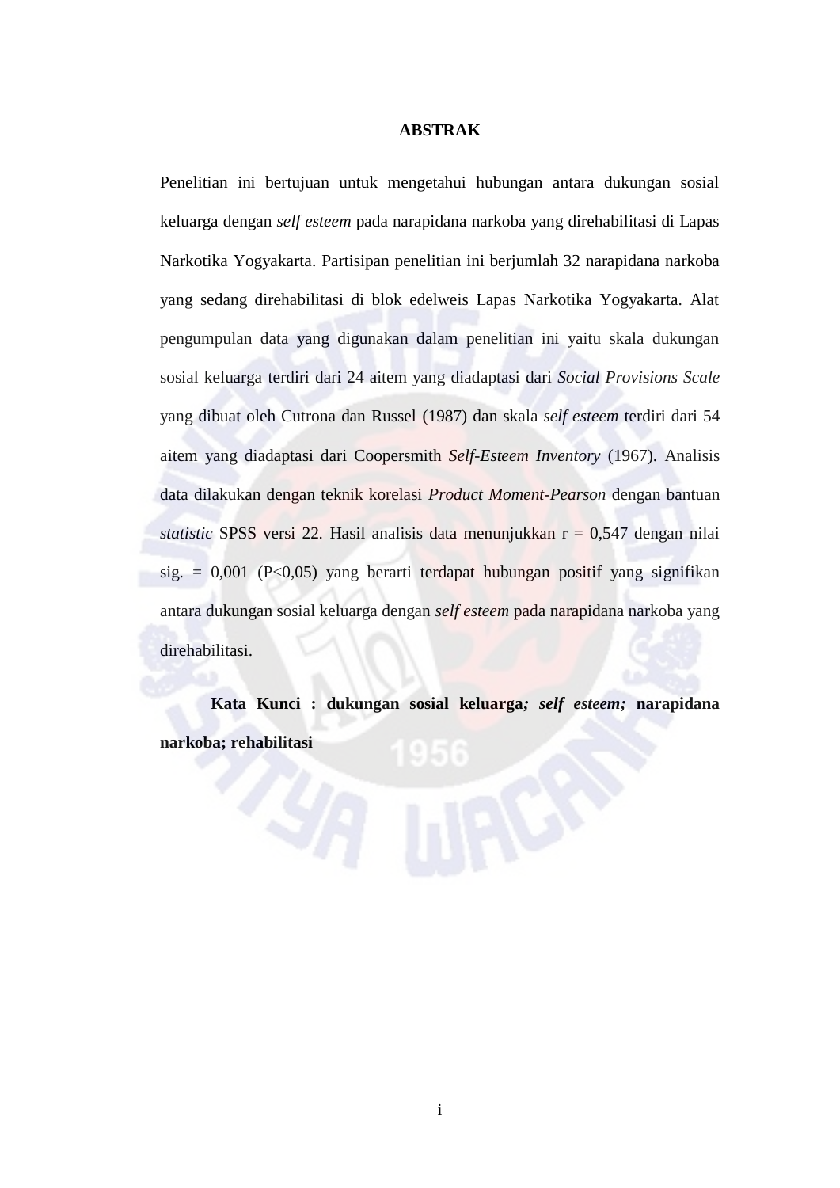# ABSTRAK

Penelitian ini bertujuan untuk mengetahui hubungan antara dukungan sosial keluarga dengan *self esteem* pada narapidana narkoba yang direhabilitasi di Lapas Narkotika Yogyakarta. Partisipan penelitian ini berjumlah 32 narapidana narkoba yang sedang direhabilitasi di blok edelweis Lapas Narkotika Yogyakarta. Alat pengumpulan data yang digunakan dalam penelitian ini yaitu skala dukungan sosial keluarga terdiri dari 24 aitem yang diadaptasi dari *Social Provisions Scale* yang dibuat oleh Cutrona dan Russel (1987) dan skala *self esteem* terdiri dari 54 aitem yang diadaptasi dari Coopersmith *Self-Esteem Inventory* (1967). Analisis data dilakukan dengan teknik korelasi *Product Moment-Pearson* dengan bantuan *statistic* SPSS versi 22. Hasil analisis data menunjukkan r = 0,547 dengan nilai sig. = 0,001 (P<0,05) yang berarti terdapat hubungan positif yang signifikan antara dukungan sosial keluarga dengan *self esteem* pada narapidana narkoba yang direhabilitasi.

**Kata Kunci : dukungan sosial keluarga*; self esteem;* narapidana narkoba; rehabilitasi**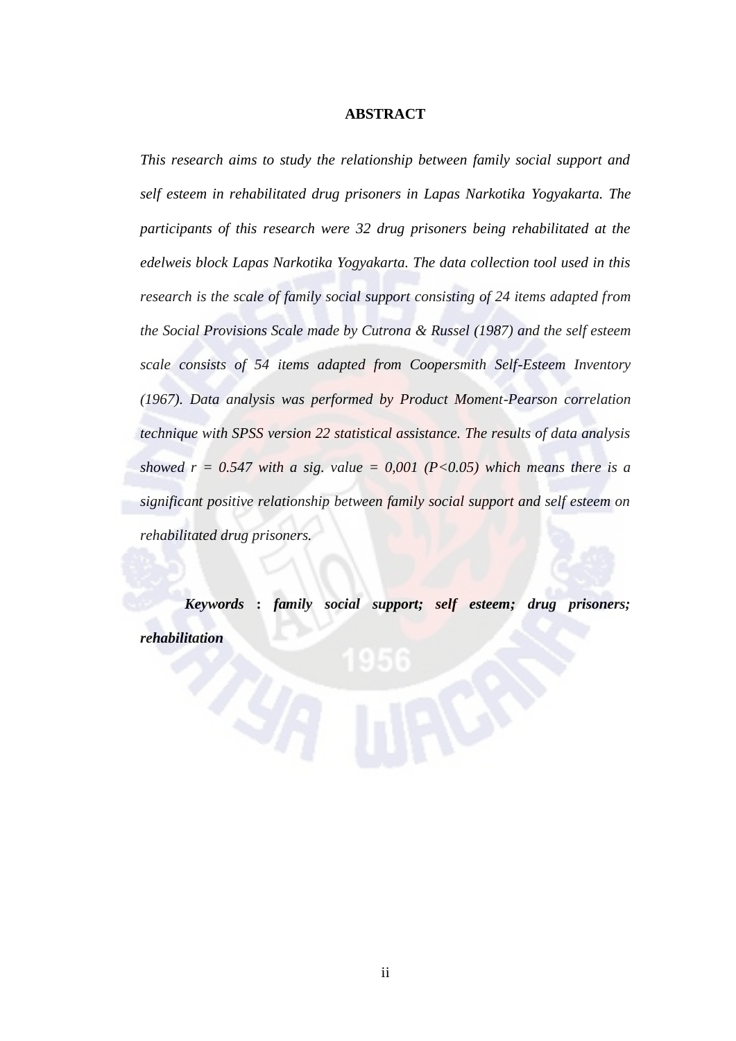# ABSTRACT

*This research aims to study the relationship between family social support and self esteem in rehabilitated drug prisoners in Lapas Narkotika Yogyakarta. The participants of this research were 32 drug prisoners being rehabilitated at the edelweis block Lapas Narkotika Yogyakarta. The data collection tool used in this research is the scale of family social support consisting of 24 items adapted from the Social Provisions Scale made by Cutrona & Russel (1987) and the self esteem scale consists of 54 items adapted from Coopersmith Self-Esteem Inventory (1967). Data analysis was performed by Product Moment-Pearson correlation technique with SPSS version 22 statistical assistance. The results of data analysis showed $r = 0.547$ with a sig. value = 0,001 ($P<0.05$) which means there is a significant positive relationship between family social support and self esteem on rehabilitated drug prisoners.*

***Keywords* : *family social support; self esteem; drug prisoners; rehabilitation***